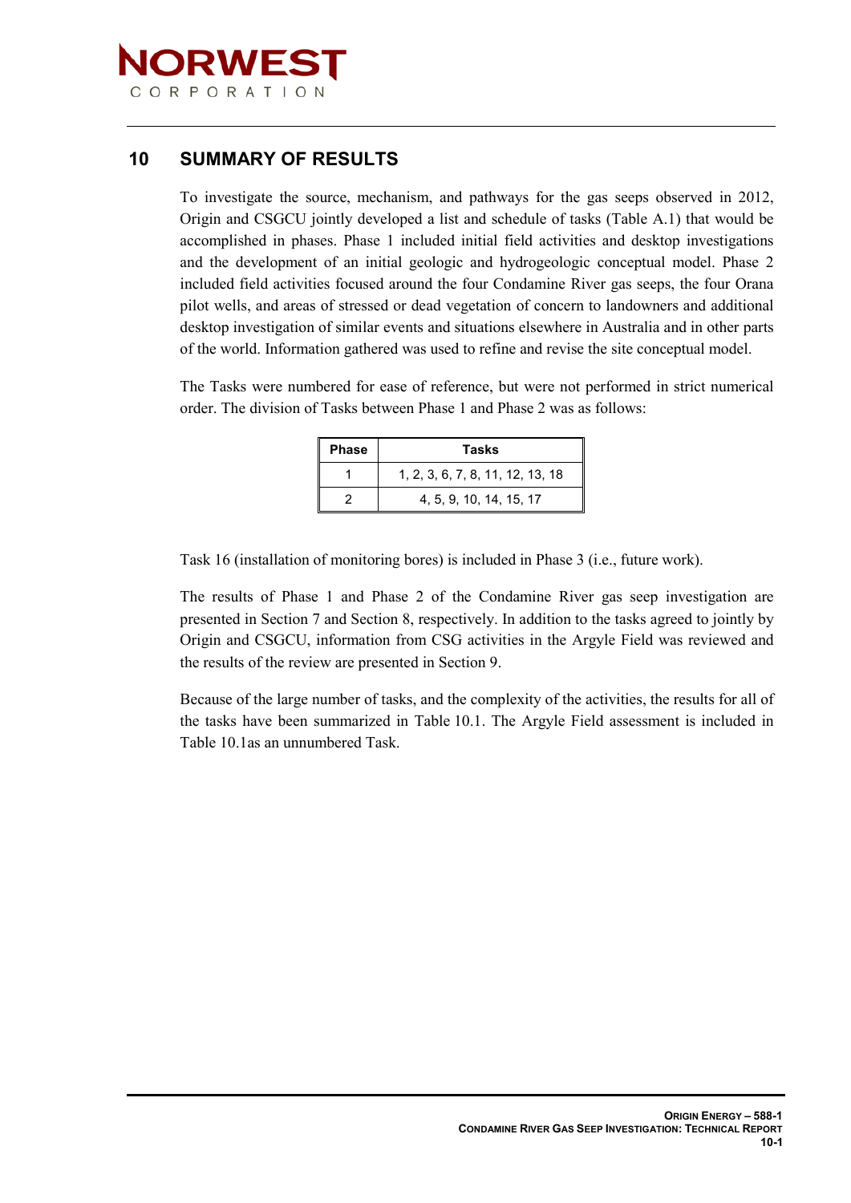# 10 SUMMARY OF RESULTS

To investigate the source, mechanism, and pathways for the gas seeps observed in 2012, Origin and CSGCU jointly developed a list and schedule of tasks (Table A.1) that would be accomplished in phases. Phase 1 included initial field activities and desktop investigations and the development of an initial geologic and hydrogeologic conceptual model. Phase 2 included field activities focused around the four Condamine River gas seeps, the four Orana pilot wells, and areas of stressed or dead vegetation of concern to landowners and additional desktop investigation of similar events and situations elsewhere in Australia and in other parts of the world. Information gathered was used to refine and revise the site conceptual model.

The Tasks were numbered for ease of reference, but were not performed in strict numerical order. The division of Tasks between Phase 1 and Phase 2 was as follows:

| Phase | Tasks |
|---|---|
| 1 | 1, 2, 3, 6, 7, 8, 11, 12, 13, 18 |
| 2 | 4, 5, 9, 10, 14, 15, 17 |

Task 16 (installation of monitoring bores) is included in Phase 3 (i.e., future work).

The results of Phase 1 and Phase 2 of the Condamine River gas seep investigation are presented in Section 7 and Section 8, respectively. In addition to the tasks agreed to jointly by Origin and CSGCU, information from CSG activities in the Argyle Field was reviewed and the results of the review are presented in Section 9.

Because of the large number of tasks, and the complexity of the activities, the results for all of the tasks have been summarized in Table 10.1. The Argyle Field assessment is included in Table 10.1as an unnumbered Task.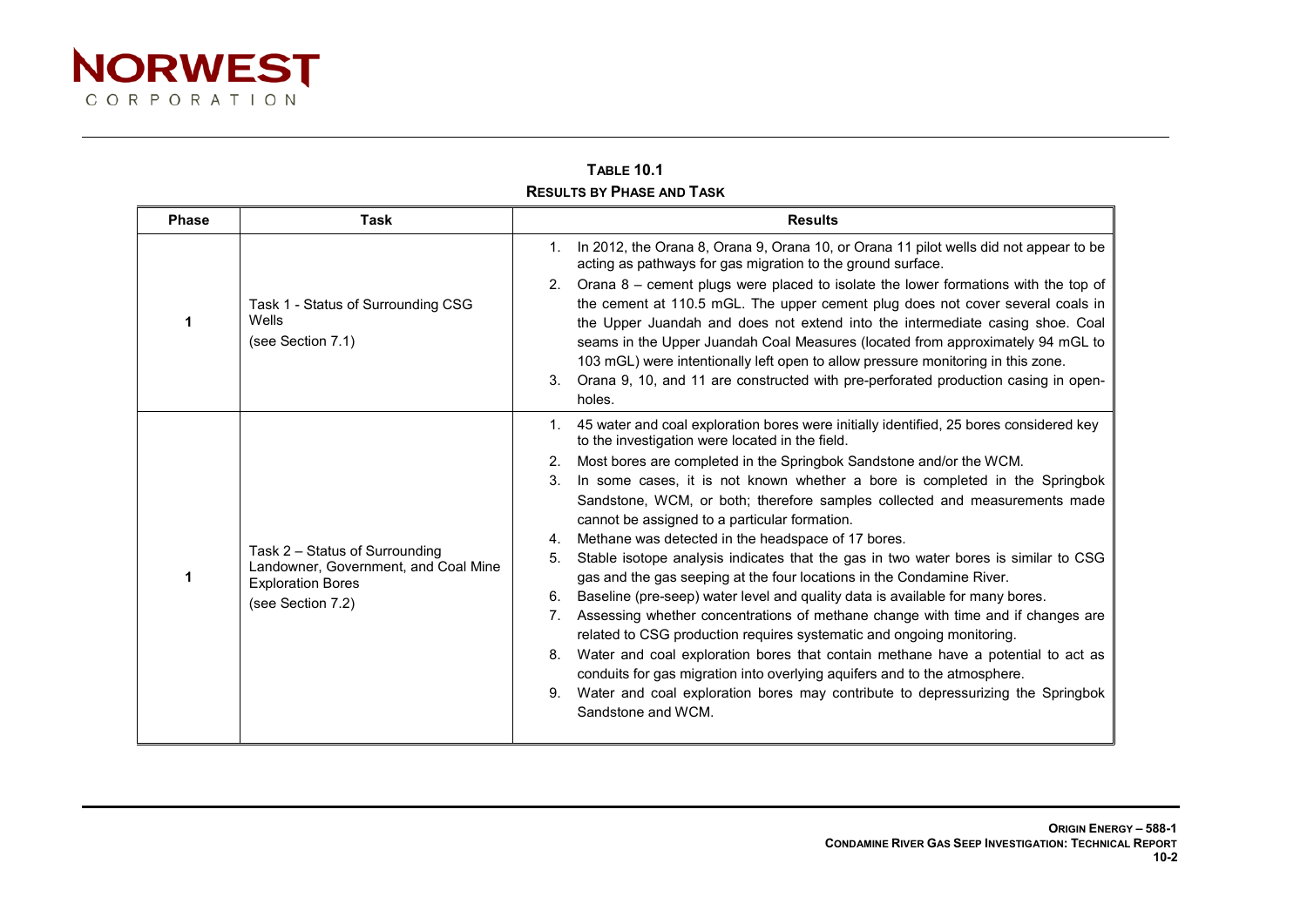**TABLE 10.1**
**RESULTS BY PHASE AND TASK**

| Phase | Task | Results |
|---|---|---|
| **1** | Task 1 - Status of Surrounding CSG Wells<br>(see Section 7.1) | 1. In 2012, the Orana 8, Orana 9, Orana 10, or Orana 11 pilot wells did not appear to be acting as pathways for gas migration to the ground surface.<br>2. Orana 8 – cement plugs were placed to isolate the lower formations with the top of the cement at 110.5 mGL. The upper cement plug does not cover several coals in the Upper Juandah and does not extend into the intermediate casing shoe. Coal seams in the Upper Juandah Coal Measures (located from approximately 94 mGL to 103 mGL) were intentionally left open to allow pressure monitoring in this zone.<br>3. Orana 9, 10, and 11 are constructed with pre-perforated production casing in open-holes. |
| **1** | Task 2 – Status of Surrounding Landowner, Government, and Coal Mine Exploration Bores<br>(see Section 7.2) | 1. 45 water and coal exploration bores were initially identified, 25 bores considered key to the investigation were located in the field.<br>2. Most bores are completed in the Springbok Sandstone and/or the WCM.<br>3. In some cases, it is not known whether a bore is completed in the Springbok Sandstone, WCM, or both; therefore samples collected and measurements made cannot be assigned to a particular formation.<br>4. Methane was detected in the headspace of 17 bores.<br>5. Stable isotope analysis indicates that the gas in two water bores is similar to CSG gas and the gas seeping at the four locations in the Condamine River.<br>6. Baseline (pre-seep) water level and quality data is available for many bores.<br>7. Assessing whether concentrations of methane change with time and if changes are related to CSG production requires systematic and ongoing monitoring.<br>8. Water and coal exploration bores that contain methane have a potential to act as conduits for gas migration into overlying aquifers and to the atmosphere.<br>9. Water and coal exploration bores may contribute to depressurizing the Springbok Sandstone and WCM. |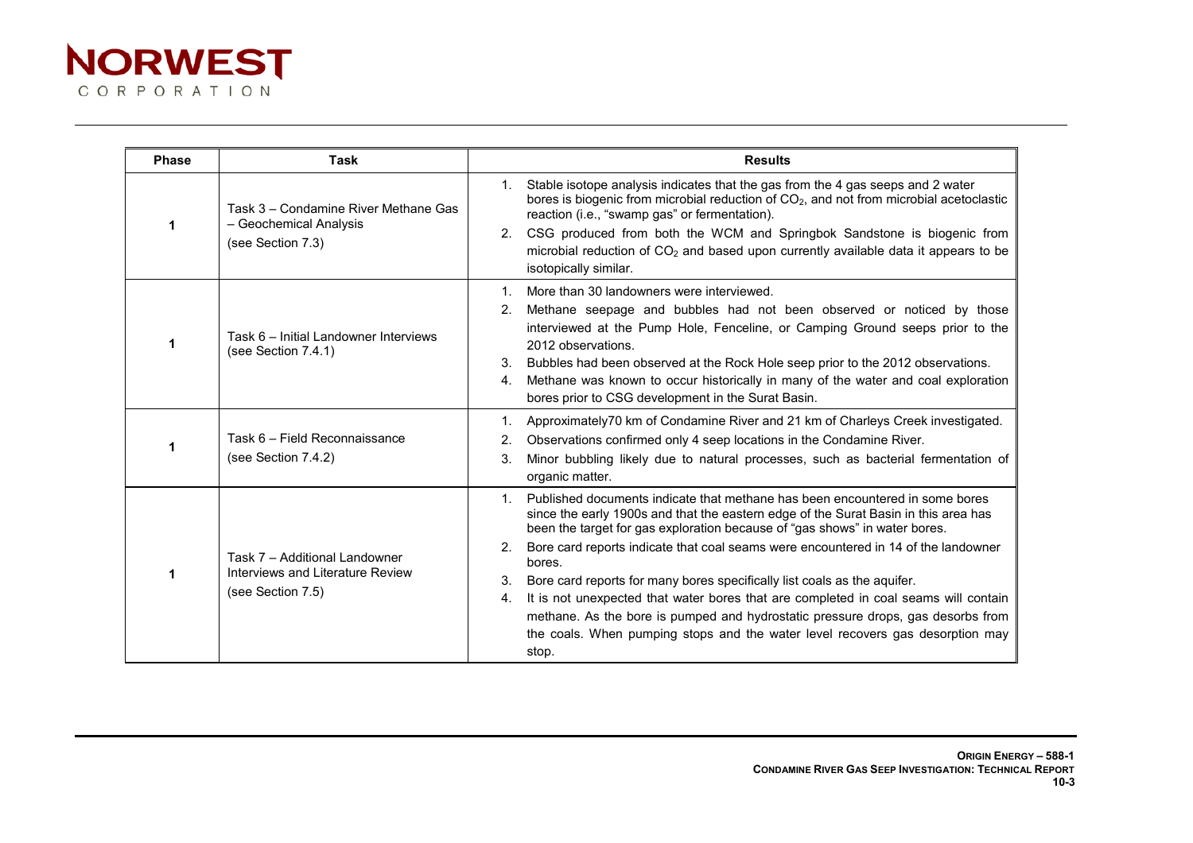| Phase | Task | Results |
|---|---|---|
| 1 | Task 3 – Condamine River Methane Gas – Geochemical Analysis<br>(see Section 7.3) | 1. Stable isotope analysis indicates that the gas from the 4 gas seeps and 2 water bores is biogenic from microbial reduction of $CO_2$, and not from microbial acetoclastic reaction (i.e., "swamp gas" or fermentation).<br>2. CSG produced from both the WCM and Springbok Sandstone is biogenic from microbial reduction of $CO_2$ and based upon currently available data it appears to be isotopically similar. |
| 1 | Task 6 – Initial Landowner Interviews (see Section 7.4.1) | 1. More than 30 landowners were interviewed.<br>2. Methane seepage and bubbles had not been observed or noticed by those interviewed at the Pump Hole, Fenceline, or Camping Ground seeps prior to the 2012 observations.<br>3. Bubbles had been observed at the Rock Hole seep prior to the 2012 observations.<br>4. Methane was known to occur historically in many of the water and coal exploration bores prior to CSG development in the Surat Basin. |
| 1 | Task 6 – Field Reconnaissance<br>(see Section 7.4.2) | 1. Approximately70 km of Condamine River and 21 km of Charleys Creek investigated.<br>2. Observations confirmed only 4 seep locations in the Condamine River.<br>3. Minor bubbling likely due to natural processes, such as bacterial fermentation of organic matter. |
| 1 | Task 7 – Additional Landowner Interviews and Literature Review<br>(see Section 7.5) | 1. Published documents indicate that methane has been encountered in some bores since the early 1900s and that the eastern edge of the Surat Basin in this area has been the target for gas exploration because of "gas shows" in water bores.<br>2. Bore card reports indicate that coal seams were encountered in 14 of the landowner bores.<br>3. Bore card reports for many bores specifically list coals as the aquifer.<br>4. It is not unexpected that water bores that are completed in coal seams will contain methane. As the bore is pumped and hydrostatic pressure drops, gas desorbs from the coals. When pumping stops and the water level recovers gas desorption may stop. |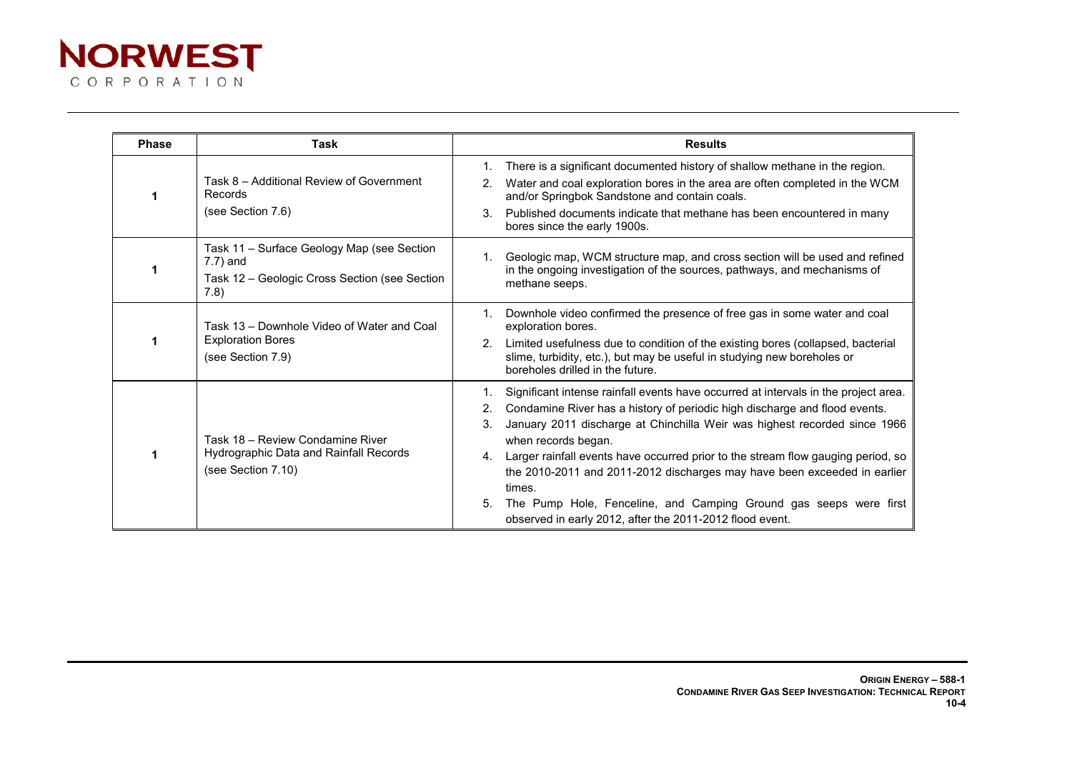| Phase | Task | Results |
|---|---|---|
| 1 | Task 8 – Additional Review of Government Records<br>(see Section 7.6) | 1. There is a significant documented history of shallow methane in the region.<br>2. Water and coal exploration bores in the area are often completed in the WCM and/or Springbok Sandstone and contain coals.<br>3. Published documents indicate that methane has been encountered in many bores since the early 1900s. |
| 1 | Task 11 – Surface Geology Map (see Section 7.7) and<br>Task 12 – Geologic Cross Section (see Section 7.8) | 1. Geologic map, WCM structure map, and cross section will be used and refined in the ongoing investigation of the sources, pathways, and mechanisms of methane seeps. |
| 1 | Task 13 – Downhole Video of Water and Coal Exploration Bores<br>(see Section 7.9) | 1. Downhole video confirmed the presence of free gas in some water and coal exploration bores.<br>2. Limited usefulness due to condition of the existing bores (collapsed, bacterial slime, turbidity, etc.), but may be useful in studying new boreholes or boreholes drilled in the future. |
| 1 | Task 18 – Review Condamine River Hydrographic Data and Rainfall Records<br>(see Section 7.10) | 1. Significant intense rainfall events have occurred at intervals in the project area.<br>2. Condamine River has a history of periodic high discharge and flood events.<br>3. January 2011 discharge at Chinchilla Weir was highest recorded since 1966 when records began.<br>4. Larger rainfall events have occurred prior to the stream flow gauging period, so the 2010-2011 and 2011-2012 discharges may have been exceeded in earlier times.<br>5. The Pump Hole, Fenceline, and Camping Ground gas seeps were first observed in early 2012, after the 2011-2012 flood event. |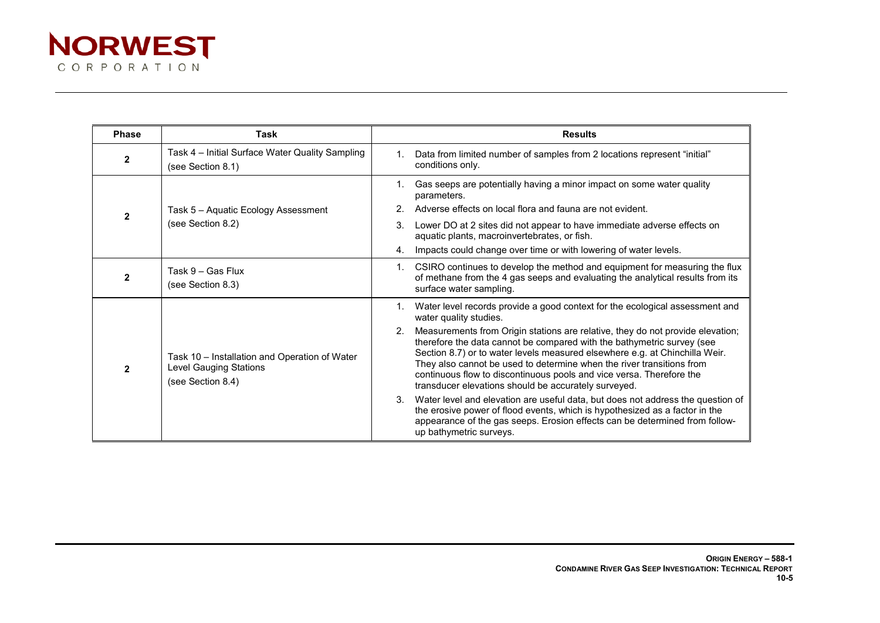| Phase | Task | Results |
|---|---|---|
| **2** | Task 4 – Initial Surface Water Quality Sampling (see Section 8.1) | 1. Data from limited number of samples from 2 locations represent "initial" conditions only. |
| **2** | Task 5 – Aquatic Ecology Assessment (see Section 8.2) | 1. Gas seeps are potentially having a minor impact on some water quality parameters.<br>2. Adverse effects on local flora and fauna are not evident.<br>3. Lower DO at 2 sites did not appear to have immediate adverse effects on aquatic plants, macroinvertebrates, or fish.<br>4. Impacts could change over time or with lowering of water levels. |
| **2** | Task 9 – Gas Flux (see Section 8.3) | 1. CSIRO continues to develop the method and equipment for measuring the flux of methane from the 4 gas seeps and evaluating the analytical results from its surface water sampling. |
| **2** | Task 10 – Installation and Operation of Water Level Gauging Stations (see Section 8.4) | 1. Water level records provide a good context for the ecological assessment and water quality studies.<br>2. Measurements from Origin stations are relative, they do not provide elevation; therefore the data cannot be compared with the bathymetric survey (see Section 8.7) or to water levels measured elsewhere e.g. at Chinchilla Weir. They also cannot be used to determine when the river transitions from continuous flow to discontinuous pools and vice versa. Therefore the transducer elevations should be accurately surveyed.<br>3. Water level and elevation are useful data, but does not address the question of the erosive power of flood events, which is hypothesized as a factor in the appearance of the gas seeps. Erosion effects can be determined from follow-up bathymetric surveys. |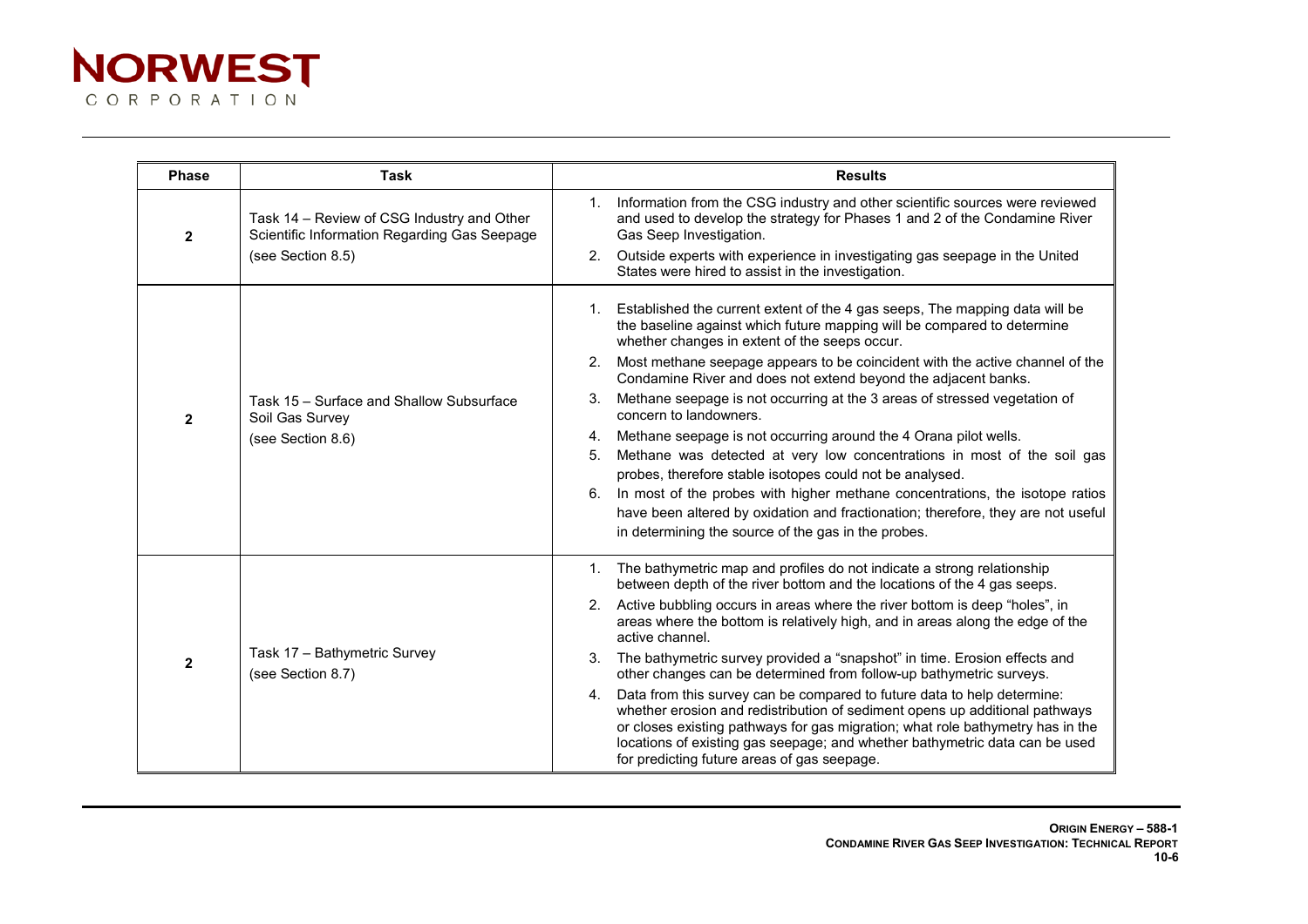| Phase | Task | Results |
|---|---|---|
| 2 | Task 14 – Review of CSG Industry and Other Scientific Information Regarding Gas Seepage (see Section 8.5) | 1. Information from the CSG industry and other scientific sources were reviewed and used to develop the strategy for Phases 1 and 2 of the Condamine River Gas Seep Investigation.<br>2. Outside experts with experience in investigating gas seepage in the United States were hired to assist in the investigation. |
| 2 | Task 15 – Surface and Shallow Subsurface Soil Gas Survey (see Section 8.6) | 1. Established the current extent of the 4 gas seeps, The mapping data will be the baseline against which future mapping will be compared to determine whether changes in extent of the seeps occur.<br>2. Most methane seepage appears to be coincident with the active channel of the Condamine River and does not extend beyond the adjacent banks.<br>3. Methane seepage is not occurring at the 3 areas of stressed vegetation of concern to landowners.<br>4. Methane seepage is not occurring around the 4 Orana pilot wells.<br>5. Methane was detected at very low concentrations in most of the soil gas probes, therefore stable isotopes could not be analysed.<br>6. In most of the probes with higher methane concentrations, the isotope ratios have been altered by oxidation and fractionation; therefore, they are not useful in determining the source of the gas in the probes. |
| 2 | Task 17 – Bathymetric Survey (see Section 8.7) | 1. The bathymetric map and profiles do not indicate a strong relationship between depth of the river bottom and the locations of the 4 gas seeps.<br>2. Active bubbling occurs in areas where the river bottom is deep "holes", in areas where the bottom is relatively high, and in areas along the edge of the active channel.<br>3. The bathymetric survey provided a "snapshot" in time. Erosion effects and other changes can be determined from follow-up bathymetric surveys.<br>4. Data from this survey can be compared to future data to help determine: whether erosion and redistribution of sediment opens up additional pathways or closes existing pathways for gas migration; what role bathymetry has in the locations of existing gas seepage; and whether bathymetric data can be used for predicting future areas of gas seepage. |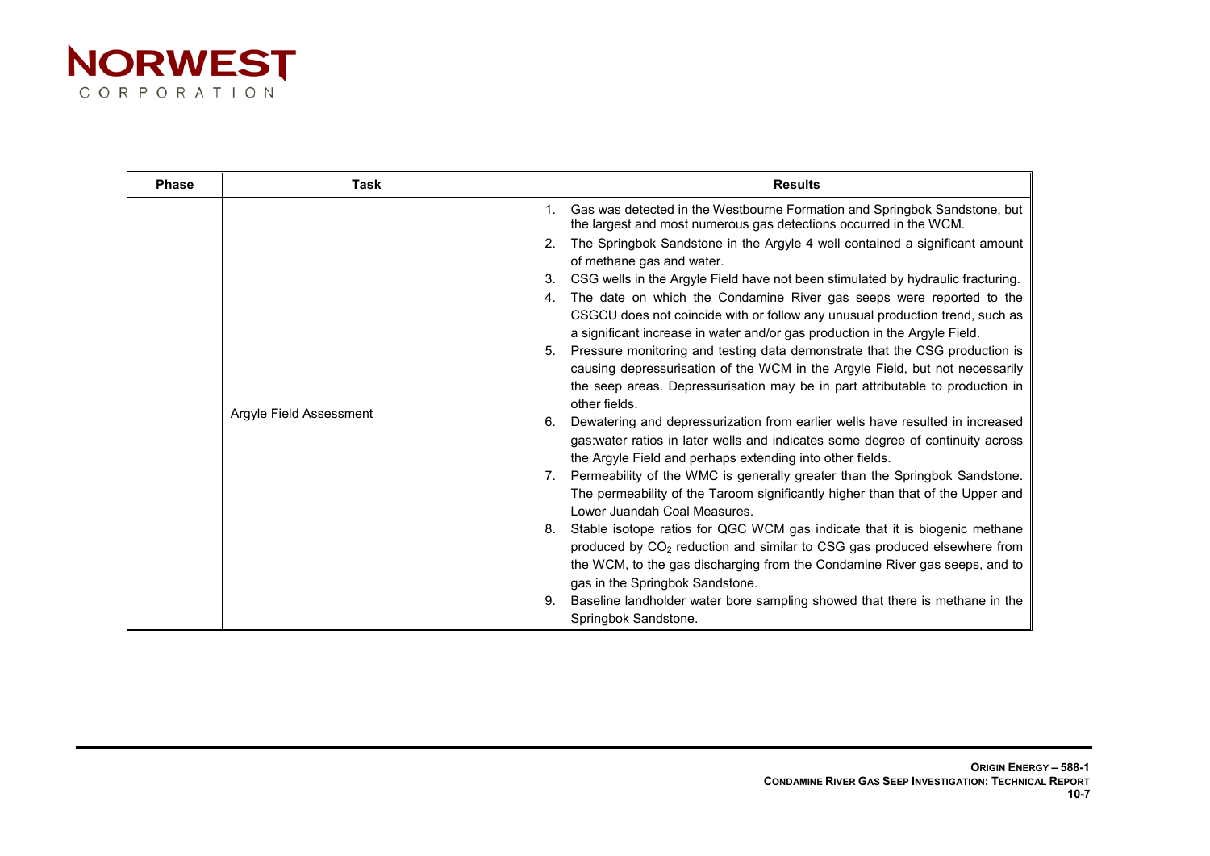| Phase | Task | Results |
|---|---|---|
| | Argyle Field Assessment | 1. Gas was detected in the Westbourne Formation and Springbok Sandstone, but the largest and most numerous gas detections occurred in the WCM.<br>2. The Springbok Sandstone in the Argyle 4 well contained a significant amount of methane gas and water.<br>3. CSG wells in the Argyle Field have not been stimulated by hydraulic fracturing.<br>4. The date on which the Condamine River gas seeps were reported to the CSGCU does not coincide with or follow any unusual production trend, such as a significant increase in water and/or gas production in the Argyle Field.<br>5. Pressure monitoring and testing data demonstrate that the CSG production is causing depressurisation of the WCM in the Argyle Field, but not necessarily the seep areas. Depressurisation may be in part attributable to production in other fields.<br>6. Dewatering and depressurization from earlier wells have resulted in increased gas:water ratios in later wells and indicates some degree of continuity across the Argyle Field and perhaps extending into other fields.<br>7. Permeability of the WMC is generally greater than the Springbok Sandstone. The permeability of the Taroom significantly higher than that of the Upper and Lower Juandah Coal Measures.<br>8. Stable isotope ratios for QGC WCM gas indicate that it is biogenic methane produced by $CO_2$ reduction and similar to CSG gas produced elsewhere from the WCM, to the gas discharging from the Condamine River gas seeps, and to gas in the Springbok Sandstone.<br>9. Baseline landholder water bore sampling showed that there is methane in the Springbok Sandstone. |